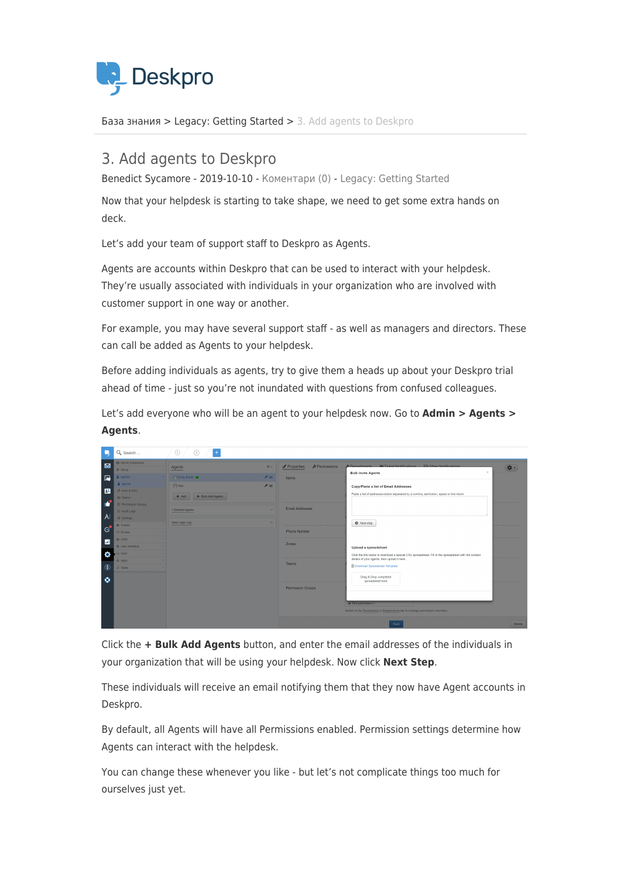База знания > Legacy: Getting Started > 3. Add agents to Deskpro

# 3. Add agents to Deskpro

Benedict Sycamore - 2019-10-10 - Коментари (0) - Legacy: Getting Started

Now that your helpdesk is starting to take shape, we need to get some extra hands on deck.

Let's add your team of support staff to Deskpro as Agents.

Agents are accounts within Deskpro that can be used to interact with your helpdesk. They're usually associated with individuals in your organization who are involved with customer support in one way or another.

For example, you may have several support staff - as well as managers and directors. These can call be added as Agents to your helpdesk.

Before adding individuals as agents, try to give them a heads up about your Deskpro trial ahead of time - just so you're not inundated with questions from confused colleagues.

Let's add everyone who will be an agent to your helpdesk now. Go to **Admin > Agents > Agents**.

Click the **+ Bulk Add Agents** button, and enter the email addresses of the individuals in your organization that will be using your helpdesk. Now click **Next Step**.

These individuals will receive an email notifying them that they now have Agent accounts in Deskpro.

By default, all Agents will have all Permissions enabled. Permission settings determine how Agents can interact with the helpdesk.

You can change these whenever you like - but let's not complicate things too much for ourselves just yet.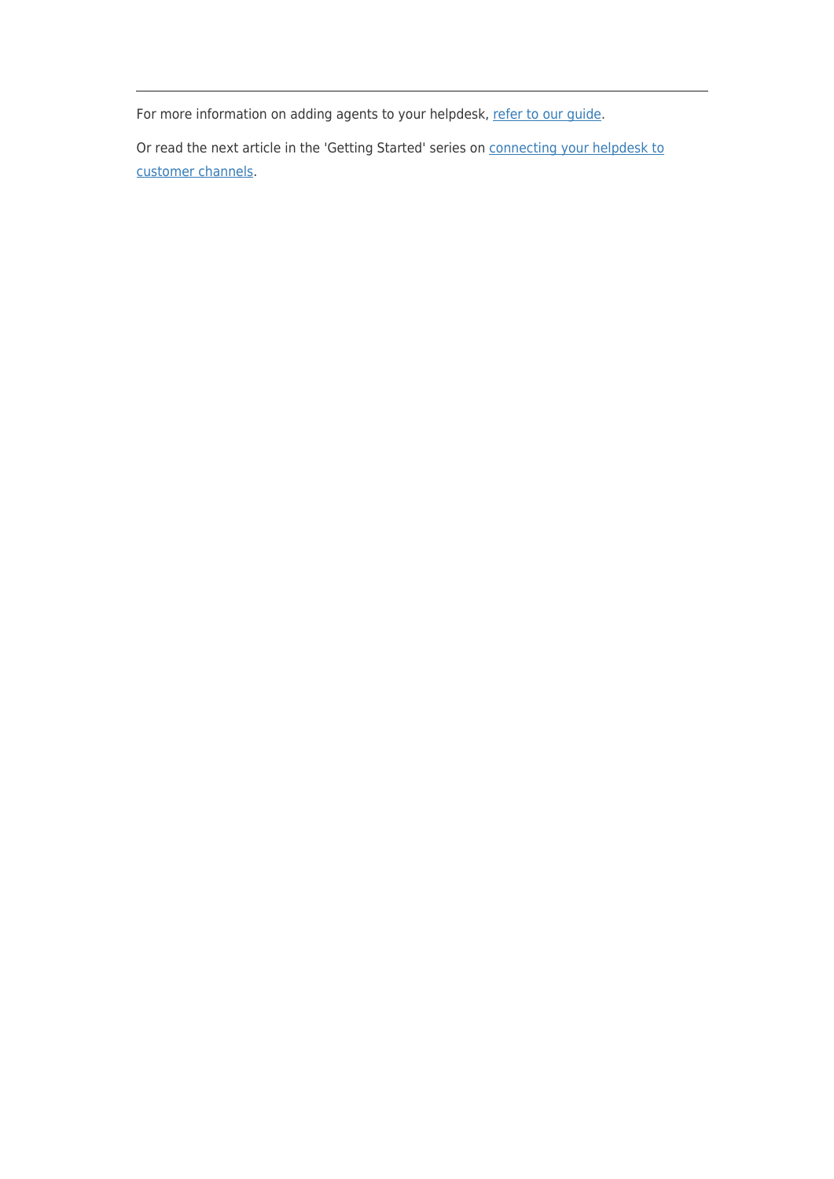---

For more information on adding agents to your helpdesk, refer to our guide.

Or read the next article in the 'Getting Started' series on connecting your helpdesk to customer channels.